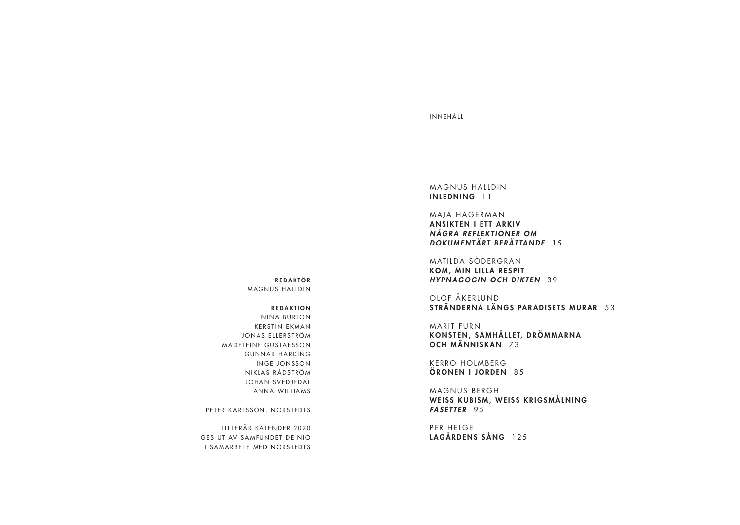**REDAKTÖR**
MAGNUS HALLDIN

**REDAKTION**
NINA BURTON
KERSTIN EKMAN
JONAS ELLERSTRÖM
MADELEINE GUSTAFSSON
GUNNAR HARDING
INGE JONSSON
NIKLAS RÅDSTRÖM
JOHAN SVEDJEDAL
ANNA WILLIAMS

PETER KARLSSON, NORSTEDTS

LITTERÄR KALENDER 2020
GES UT AV SAMFUNDET DE NIO
I SAMARBETE MED NORSTEDTS

# INNEHÅLL

MAGNUS HALLDIN
**INLEDNING** 11

MAJA HAGERMAN
**ANSIKTEN I ETT ARKIV**
***NÅGRA REFLEKTIONER OM DOKUMENTÄRT BERÄTTANDE*** 15

MATILDA SÖDERGRAN
**KOM, MIN LILLA RESPIT**
***HYPNAGOGIN OCH DIKTEN*** 39

OLOF ÅKERLUND
**STRÄNDERNA LÄNGS PARADISETS MURAR** 53

MARIT FURN
**KONSTEN, SAMHÄLLET, DRÖMMARNA OCH MÄNNISKAN** 73

KERRO HOLMBERG
**ÖRONEN I JORDEN** 85

MAGNUS BERGH
**WEISS KUBISM, WEISS KRIGSMÅLNING**
***FASETTER*** 95

PER HELGE
**LAGÅRDENS SÅNG** 125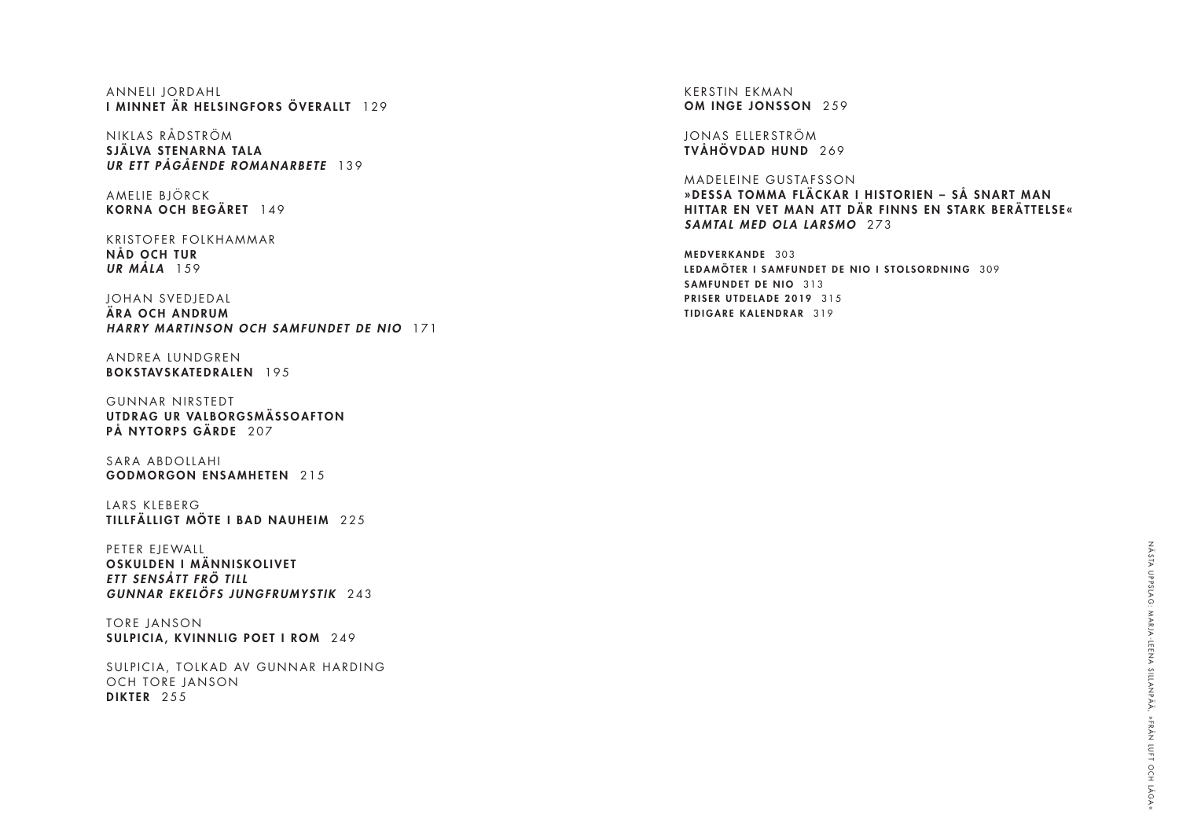ANNELI JORDAHL
**I MINNET ÄR HELSINGFORS ÖVERALLT** 129

NIKLAS RÅDSTRÖM
**SJÄLVA STENARNA TALA**
***UR ETT PÅGÅENDE ROMANARBETE*** 139

AMELIE BJÖRCK
**KORNA OCH BEGÄRET** 149

KRISTOFER FOLKHAMMAR
**NÅD OCH TUR**
***UR MÅLA*** 159

JOHAN SVEDJEDAL
**ÄRA OCH ANDRUM**
***HARRY MARTINSON OCH SAMFUNDET DE NIO*** 171

ANDREA LUNDGREN
**BOKSTAVSKATEDRALEN** 195

GUNNAR NIRSTEDT
**UTDRAG UR VALBORGSMÄSSOAFTON**
**PÅ NYTORPS GÄRDE** 207

SARA ABDOLLAHI
**GODMORGON ENSAMHETEN** 215

LARS KLEBERG
**TILLFÄLLIGT MÖTE I BAD NAUHEIM** 225

PETER EJEWALL
**OSKULDEN I MÄNNISKOLIVET**
***ETT SENSÅTT FRÖ TILL***
***GUNNAR EKELÖFS JUNGFRUMYSTIK*** 243

TORE JANSON
**SULPICIA, KVINNLIG POET I ROM** 249

SULPICIA, TOLKAD AV GUNNAR HARDING
OCH TORE JANSON
**DIKTER** 255

KERSTIN EKMAN
**OM INGE JONSSON** 259

JONAS ELLERSTRÖM
**TVÅHÖVDAD HUND** 269

MADELEINE GUSTAFSSON
**»DESSA TOMMA FLÄCKAR I HISTORIEN – SÅ SNART MAN HITTAR EN VET MAN ATT DÄR FINNS EN STARK BERÄTTELSE«**
***SAMTAL MED OLA LARSMO*** 273

**MEDVERKANDE** 303
**LEDAMÖTER I SAMFUNDET DE NIO I STOLSORDNING** 309
**SAMFUNDET DE NIO** 313
**PRISER UTDELADE 2019** 315
**TIDIGARE KALENDRAR** 319

NÄSTA UPPSLAG: MARJA-LEENA SILLANPÄÄ, »FRÅN LUFT OCH LÅGA«